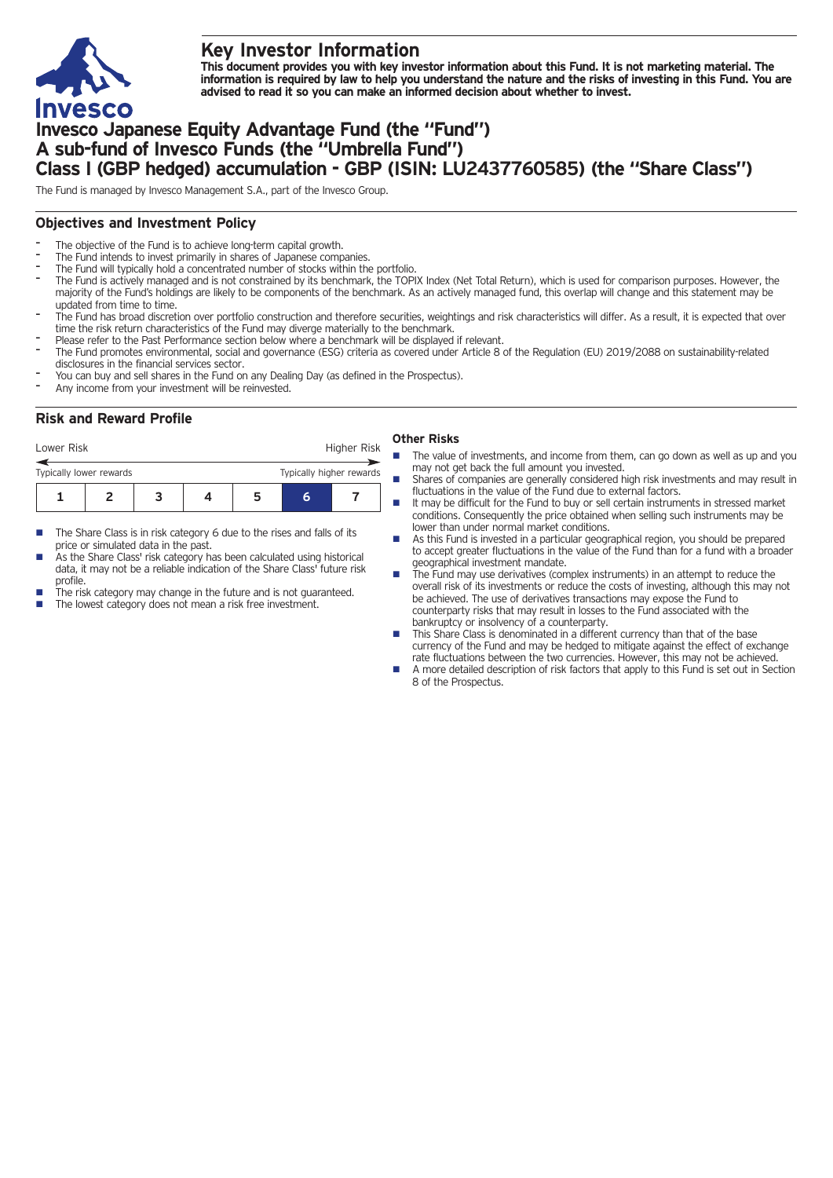# Key Investor Information

**This document provides you with key investor information about this Fund. It is not marketing material. The information is required by law to help you understand the nature and the risks of investing in this Fund. You are advised to read it so you can make an informed decision about whether to invest.**

# Invesco Japanese Equity Advantage Fund (the "Fund") A sub-fund of Invesco Funds (the "Umbrella Fund") Class I (GBP hedged) accumulation - GBP (ISIN: LU2437760585) (the "Share Class")

The Fund is managed by Invesco Management S.A., part of the Invesco Group.

## Objectives and Investment Policy

- The objective of the Fund is to achieve long-term capital growth.
- The Fund intends to invest primarily in shares of Japanese companies.
- The Fund will typically hold a concentrated number of stocks within the portfolio.
- The Fund is actively managed and is not constrained by its benchmark, the TOPIX Index (Net Total Return), which is used for comparison purposes. However, the majority of the Fund's holdings are likely to be components of the benchmark. As an actively managed fund, this overlap will change and this statement may be updated from time to time.
- The Fund has broad discretion over portfolio construction and therefore securities, weightings and risk characteristics will differ. As a result, it is expected that over time the risk return characteristics of the Fund may diverge materially to the benchmark.
- Please refer to the Past Performance section below where a benchmark will be displayed if relevant.
- The Fund promotes environmental, social and governance (ESG) criteria as covered under Article 8 of the Regulation (EU) 2019/2088 on sustainability-related disclosures in the financial services sector.
- You can buy and sell shares in the Fund on any Dealing Day (as defined in the Prospectus).
- Any income from your investment will be reinvested.

## Risk and Reward Profile

| Lower Risk | | | | | | Higher Risk |
|---|---|---|---|---|---|---|
| Typically lower rewards | | | | | | Typically higher rewards |
| 1 | 2 | 3 | 4 | 5 | **6** | 7 |

- The Share Class is in risk category 6 due to the rises and falls of its price or simulated data in the past.
- As the Share Class' risk category has been calculated using historical data, it may not be a reliable indication of the Share Class' future risk profile.
- The risk category may change in the future and is not guaranteed.
- The lowest category does not mean a risk free investment.

### Other Risks

- The value of investments, and income from them, can go down as well as up and you may not get back the full amount you invested.
- Shares of companies are generally considered high risk investments and may result in fluctuations in the value of the Fund due to external factors.
- It may be difficult for the Fund to buy or sell certain instruments in stressed market conditions. Consequently the price obtained when selling such instruments may be lower than under normal market conditions.
- As this Fund is invested in a particular geographical region, you should be prepared to accept greater fluctuations in the value of the Fund than for a fund with a broader geographical investment mandate.
- The Fund may use derivatives (complex instruments) in an attempt to reduce the overall risk of its investments or reduce the costs of investing, although this may not be achieved. The use of derivatives transactions may expose the Fund to counterparty risks that may result in losses to the Fund associated with the bankruptcy or insolvency of a counterparty.
- This Share Class is denominated in a different currency than that of the base currency of the Fund and may be hedged to mitigate against the effect of exchange rate fluctuations between the two currencies. However, this may not be achieved.
- A more detailed description of risk factors that apply to this Fund is set out in Section 8 of the Prospectus.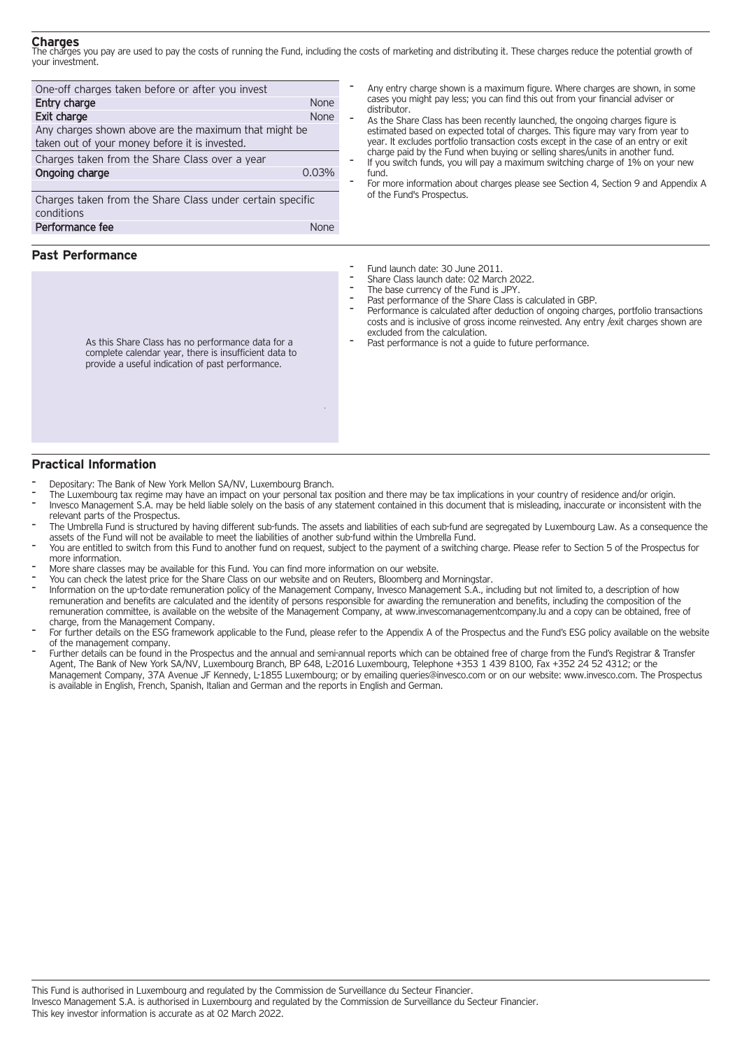## Charges

The charges you pay are used to pay the costs of running the Fund, including the costs of marketing and distributing it. These charges reduce the potential growth of your investment.

| | |
|---|---|
| One-off charges taken before or after you invest | |
| **Entry charge** | None |
| **Exit charge** | None |
| Any charges shown above are the maximum that might be taken out of your money before it is invested. | |
| Charges taken from the Share Class over a year | |
| **Ongoing charge** | 0.03% |
| Charges taken from the Share Class under certain specific conditions | |
| **Performance fee** | None |

- Any entry charge shown is a maximum figure. Where charges are shown, in some cases you might pay less; you can find this out from your financial adviser or distributor.
- As the Share Class has been recently launched, the ongoing charges figure is estimated based on expected total of charges. This figure may vary from year to year. It excludes portfolio transaction costs except in the case of an entry or exit charge paid by the Fund when buying or selling shares/units in another fund.
- If you switch funds, you will pay a maximum switching charge of 1% on your new fund.
- For more information about charges please see Section 4, Section 9 and Appendix A of the Fund's Prospectus.

## Past Performance

As this Share Class has no performance data for a complete calendar year, there is insufficient data to provide a useful indication of past performance.

- Fund launch date: 30 June 2011.
- Share Class launch date: 02 March 2022.
- The base currency of the Fund is JPY.
- Past performance of the Share Class is calculated in GBP.
- Performance is calculated after deduction of ongoing charges, portfolio transactions costs and is inclusive of gross income reinvested. Any entry /exit charges shown are excluded from the calculation.
- Past performance is not a guide to future performance.

## Practical Information

- Depositary: The Bank of New York Mellon SA/NV, Luxembourg Branch.
- The Luxembourg tax regime may have an impact on your personal tax position and there may be tax implications in your country of residence and/or origin.
- Invesco Management S.A. may be held liable solely on the basis of any statement contained in this document that is misleading, inaccurate or inconsistent with the relevant parts of the Prospectus.
- The Umbrella Fund is structured by having different sub-funds. The assets and liabilities of each sub-fund are segregated by Luxembourg Law. As a consequence the assets of the Fund will not be available to meet the liabilities of another sub-fund within the Umbrella Fund.
- You are entitled to switch from this Fund to another fund on request, subject to the payment of a switching charge. Please refer to Section 5 of the Prospectus for more information.
- More share classes may be available for this Fund. You can find more information on our website.
- You can check the latest price for the Share Class on our website and on Reuters, Bloomberg and Morningstar.
- Information on the up-to-date remuneration policy of the Management Company, Invesco Management S.A., including but not limited to, a description of how remuneration and benefits are calculated and the identity of persons responsible for awarding the remuneration and benefits, including the composition of the remuneration committee, is available on the website of the Management Company, at www.invescomanagementcompany.lu and a copy can be obtained, free of charge, from the Management Company.
- For further details on the ESG framework applicable to the Fund, please refer to the Appendix A of the Prospectus and the Fund's ESG policy available on the website of the management company.
- Further details can be found in the Prospectus and the annual and semi-annual reports which can be obtained free of charge from the Fund's Registrar & Transfer Agent, The Bank of New York SA/NV, Luxembourg Branch, BP 648, L-2016 Luxembourg, Telephone +353 1 439 8100, Fax +352 24 52 4312; or the Management Company, 37A Avenue JF Kennedy, L-1855 Luxembourg; or by emailing queries@invesco.com or on our website: www.invesco.com. The Prospectus is available in English, French, Spanish, Italian and German and the reports in English and German.

This Fund is authorised in Luxembourg and regulated by the Commission de Surveillance du Secteur Financier.
Invesco Management S.A. is authorised in Luxembourg and regulated by the Commission de Surveillance du Secteur Financier.
This key investor information is accurate as at 02 March 2022.